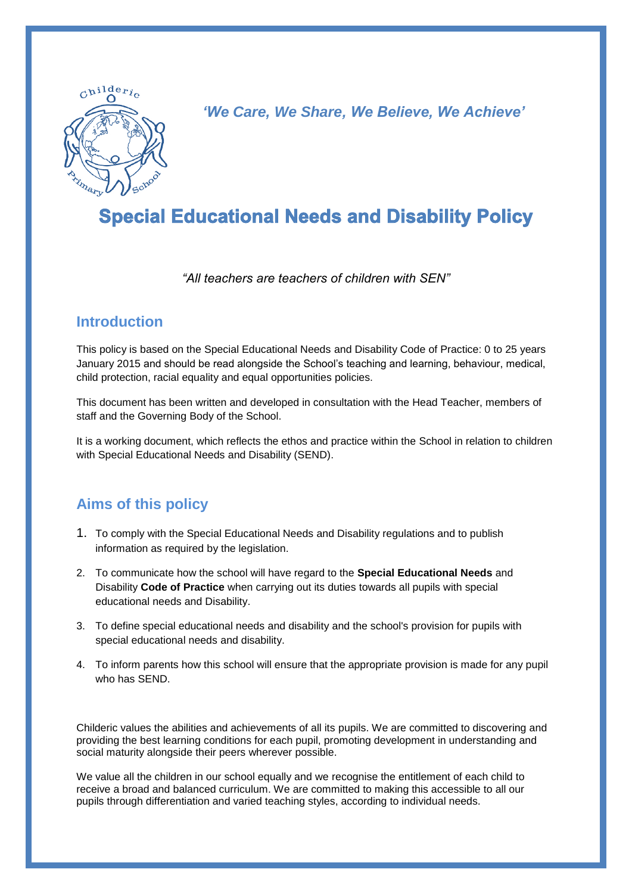*'We Care, We Share, We Believe, We Achieve'*

# Special Educational Needs and Disability Policy

*"All teachers are teachers of children with SEN"*

## Introduction

This policy is based on the Special Educational Needs and Disability Code of Practice: 0 to 25 years January 2015 and should be read alongside the School's teaching and learning, behaviour, medical, child protection, racial equality and equal opportunities policies.

This document has been written and developed in consultation with the Head Teacher, members of staff and the Governing Body of the School.

It is a working document, which reflects the ethos and practice within the School in relation to children with Special Educational Needs and Disability (SEND).

## Aims of this policy

1. To comply with the Special Educational Needs and Disability regulations and to publish information as required by the legislation.
2. To communicate how the school will have regard to the **Special Educational Needs** and Disability **Code of Practice** when carrying out its duties towards all pupils with special educational needs and Disability.
3. To define special educational needs and disability and the school's provision for pupils with special educational needs and disability.
4. To inform parents how this school will ensure that the appropriate provision is made for any pupil who has SEND.

Childeric values the abilities and achievements of all its pupils. We are committed to discovering and providing the best learning conditions for each pupil, promoting development in understanding and social maturity alongside their peers wherever possible.

We value all the children in our school equally and we recognise the entitlement of each child to receive a broad and balanced curriculum. We are committed to making this accessible to all our pupils through differentiation and varied teaching styles, according to individual needs.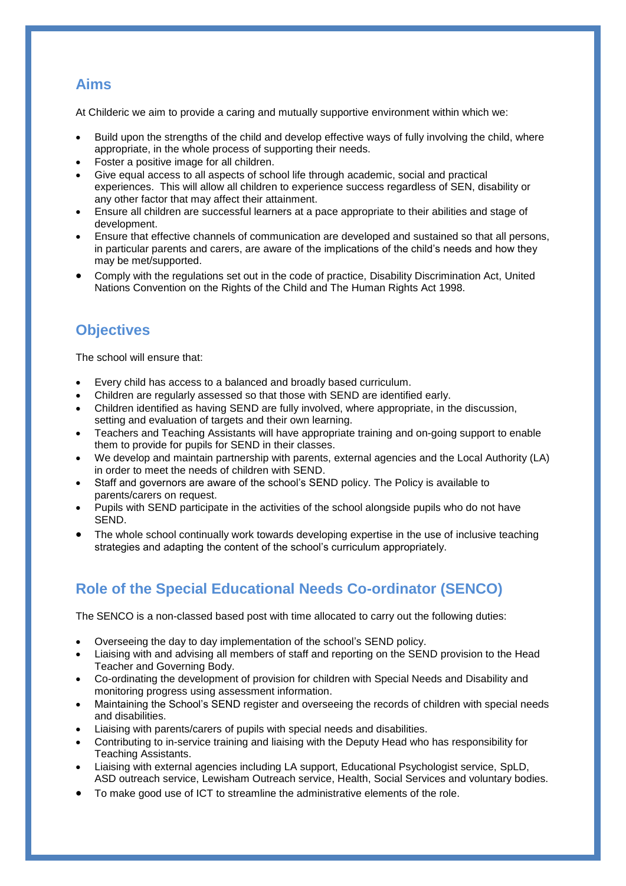## Aims

At Childeric we aim to provide a caring and mutually supportive environment within which we:

- Build upon the strengths of the child and develop effective ways of fully involving the child, where appropriate, in the whole process of supporting their needs.
- Foster a positive image for all children.
- Give equal access to all aspects of school life through academic, social and practical experiences. This will allow all children to experience success regardless of SEN, disability or any other factor that may affect their attainment.
- Ensure all children are successful learners at a pace appropriate to their abilities and stage of development.
- Ensure that effective channels of communication are developed and sustained so that all persons, in particular parents and carers, are aware of the implications of the child's needs and how they may be met/supported.
- Comply with the regulations set out in the code of practice, Disability Discrimination Act, United Nations Convention on the Rights of the Child and The Human Rights Act 1998.

## Objectives

The school will ensure that:

- Every child has access to a balanced and broadly based curriculum.
- Children are regularly assessed so that those with SEND are identified early.
- Children identified as having SEND are fully involved, where appropriate, in the discussion, setting and evaluation of targets and their own learning.
- Teachers and Teaching Assistants will have appropriate training and on-going support to enable them to provide for pupils for SEND in their classes.
- We develop and maintain partnership with parents, external agencies and the Local Authority (LA) in order to meet the needs of children with SEND.
- Staff and governors are aware of the school's SEND policy. The Policy is available to parents/carers on request.
- Pupils with SEND participate in the activities of the school alongside pupils who do not have SEND.
- The whole school continually work towards developing expertise in the use of inclusive teaching strategies and adapting the content of the school's curriculum appropriately.

## Role of the Special Educational Needs Co-ordinator (SENCO)

The SENCO is a non-classed based post with time allocated to carry out the following duties:

- Overseeing the day to day implementation of the school's SEND policy.
- Liaising with and advising all members of staff and reporting on the SEND provision to the Head Teacher and Governing Body.
- Co-ordinating the development of provision for children with Special Needs and Disability and monitoring progress using assessment information.
- Maintaining the School's SEND register and overseeing the records of children with special needs and disabilities.
- Liaising with parents/carers of pupils with special needs and disabilities.
- Contributing to in-service training and liaising with the Deputy Head who has responsibility for Teaching Assistants.
- Liaising with external agencies including LA support, Educational Psychologist service, SpLD, ASD outreach service, Lewisham Outreach service, Health, Social Services and voluntary bodies.
- To make good use of ICT to streamline the administrative elements of the role.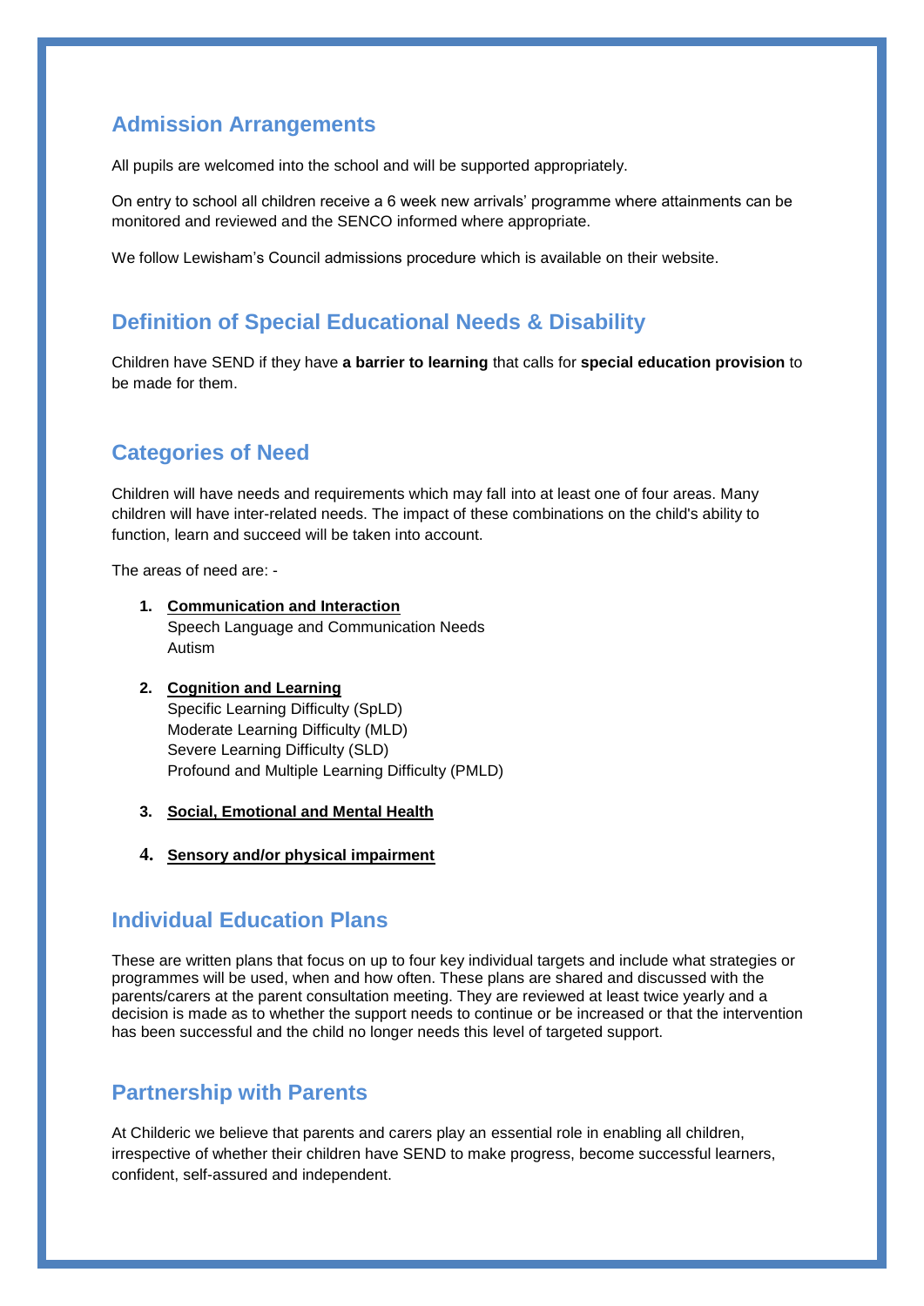## Admission Arrangements

All pupils are welcomed into the school and will be supported appropriately.

On entry to school all children receive a 6 week new arrivals' programme where attainments can be monitored and reviewed and the SENCO informed where appropriate.

We follow Lewisham's Council admissions procedure which is available on their website.

## Definition of Special Educational Needs & Disability

Children have SEND if they have **a barrier to learning** that calls for **special education provision** to be made for them.

## Categories of Need

Children will have needs and requirements which may fall into at least one of four areas. Many children will have inter-related needs. The impact of these combinations on the child's ability to function, learn and succeed will be taken into account.

The areas of need are: -

1. **Communication and Interaction**
   Speech Language and Communication Needs
   Autism

2. **Cognition and Learning**
   Specific Learning Difficulty (SpLD)
   Moderate Learning Difficulty (MLD)
   Severe Learning Difficulty (SLD)
   Profound and Multiple Learning Difficulty (PMLD)

3. **Social, Emotional and Mental Health**

4. **Sensory and/or physical impairment**

## Individual Education Plans

These are written plans that focus on up to four key individual targets and include what strategies or programmes will be used, when and how often. These plans are shared and discussed with the parents/carers at the parent consultation meeting. They are reviewed at least twice yearly and a decision is made as to whether the support needs to continue or be increased or that the intervention has been successful and the child no longer needs this level of targeted support.

## Partnership with Parents

At Childeric we believe that parents and carers play an essential role in enabling all children, irrespective of whether their children have SEND to make progress, become successful learners, confident, self-assured and independent.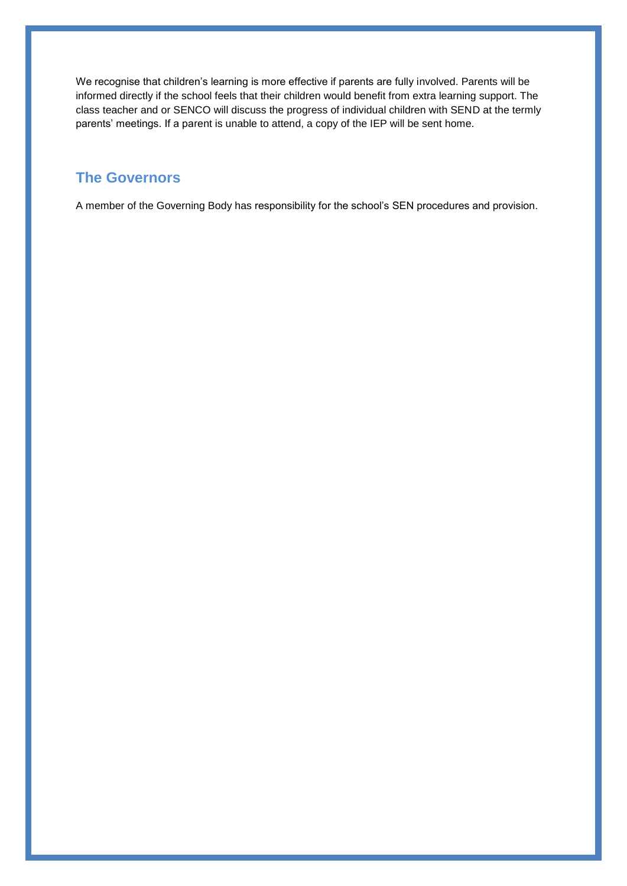We recognise that children's learning is more effective if parents are fully involved. Parents will be informed directly if the school feels that their children would benefit from extra learning support. The class teacher and or SENCO will discuss the progress of individual children with SEND at the termly parents' meetings. If a parent is unable to attend, a copy of the IEP will be sent home.

## The Governors

A member of the Governing Body has responsibility for the school's SEN procedures and provision.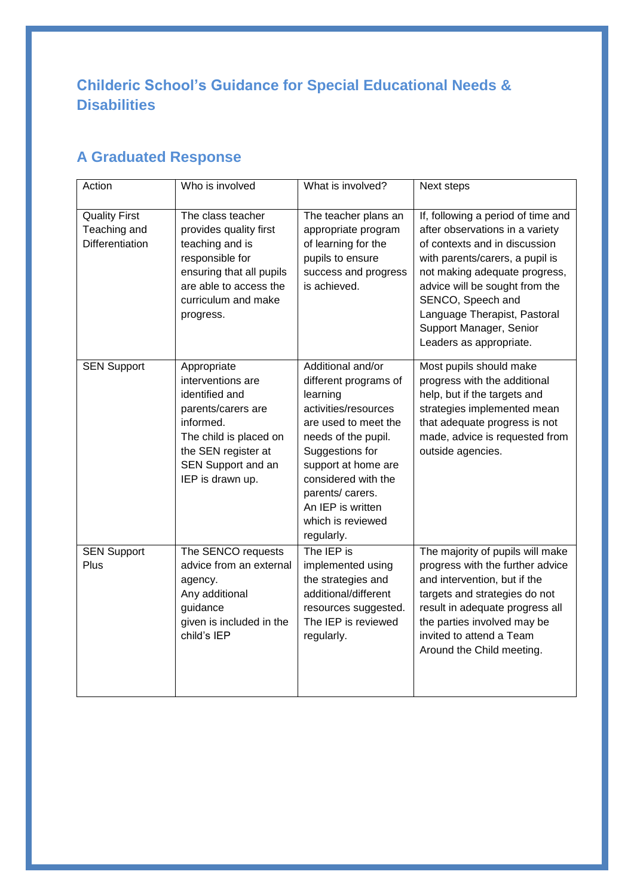## Childeric School's Guidance for Special Educational Needs & Disabilities

## A Graduated Response

| Action | Who is involved | What is involved? | Next steps |
|---|---|---|---|
| Quality First Teaching and Differentiation | The class teacher provides quality first teaching and is responsible for ensuring that all pupils are able to access the curriculum and make progress. | The teacher plans an appropriate program of learning for the pupils to ensure success and progress is achieved. | If, following a period of time and after observations in a variety of contexts and in discussion with parents/carers, a pupil is not making adequate progress, advice will be sought from the SENCO, Speech and Language Therapist, Pastoral Support Manager, Senior Leaders as appropriate. |
| SEN Support | Appropriate interventions are identified and parents/carers are informed. The child is placed on the SEN register at SEN Support and an IEP is drawn up. | Additional and/or different programs of learning activities/resources are used to meet the needs of the pupil. Suggestions for support at home are considered with the parents/ carers. An IEP is written which is reviewed regularly. | Most pupils should make progress with the additional help, but if the targets and strategies implemented mean that adequate progress is not made, advice is requested from outside agencies. |
| SEN Support Plus | The SENCO requests advice from an external agency. Any additional guidance given is included in the child's IEP | The IEP is implemented using the strategies and additional/different resources suggested. The IEP is reviewed regularly. | The majority of pupils will make progress with the further advice and intervention, but if the targets and strategies do not result in adequate progress all the parties involved may be invited to attend a Team Around the Child meeting. |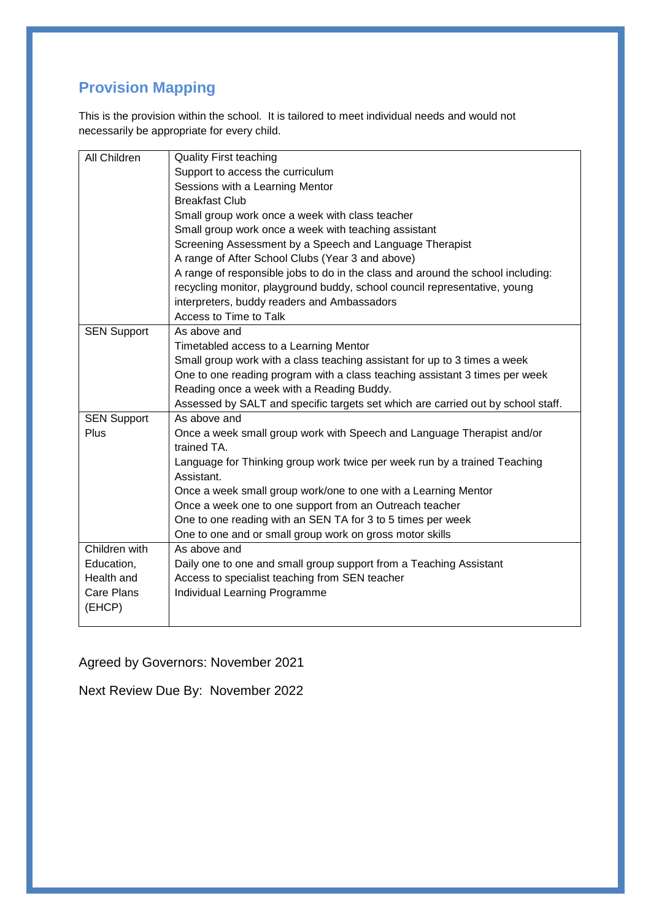## Provision Mapping

This is the provision within the school. It is tailored to meet individual needs and would not necessarily be appropriate for every child.

| | |
|---|---|
| All Children | Quality First teaching<br>Support to access the curriculum<br>Sessions with a Learning Mentor<br>Breakfast Club<br>Small group work once a week with class teacher<br>Small group work once a week with teaching assistant<br>Screening Assessment by a Speech and Language Therapist<br>A range of After School Clubs (Year 3 and above)<br>A range of responsible jobs to do in the class and around the school including: recycling monitor, playground buddy, school council representative, young interpreters, buddy readers and Ambassadors<br>Access to Time to Talk |
| SEN Support | As above and<br>Timetabled access to a Learning Mentor<br>Small group work with a class teaching assistant for up to 3 times a week<br>One to one reading program with a class teaching assistant 3 times per week<br>Reading once a week with a Reading Buddy.<br>Assessed by SALT and specific targets set which are carried out by school staff. |
| SEN Support Plus | As above and<br>Once a week small group work with Speech and Language Therapist and/or trained TA.<br>Language for Thinking group work twice per week run by a trained Teaching Assistant.<br>Once a week small group work/one to one with a Learning Mentor<br>Once a week one to one support from an Outreach teacher<br>One to one reading with an SEN TA for 3 to 5 times per week<br>One to one and or small group work on gross motor skills |
| Children with Education, Health and Care Plans (EHCP) | As above and<br>Daily one to one and small group support from a Teaching Assistant<br>Access to specialist teaching from SEN teacher<br>Individual Learning Programme |

Agreed by Governors: November 2021

Next Review Due By: November 2022